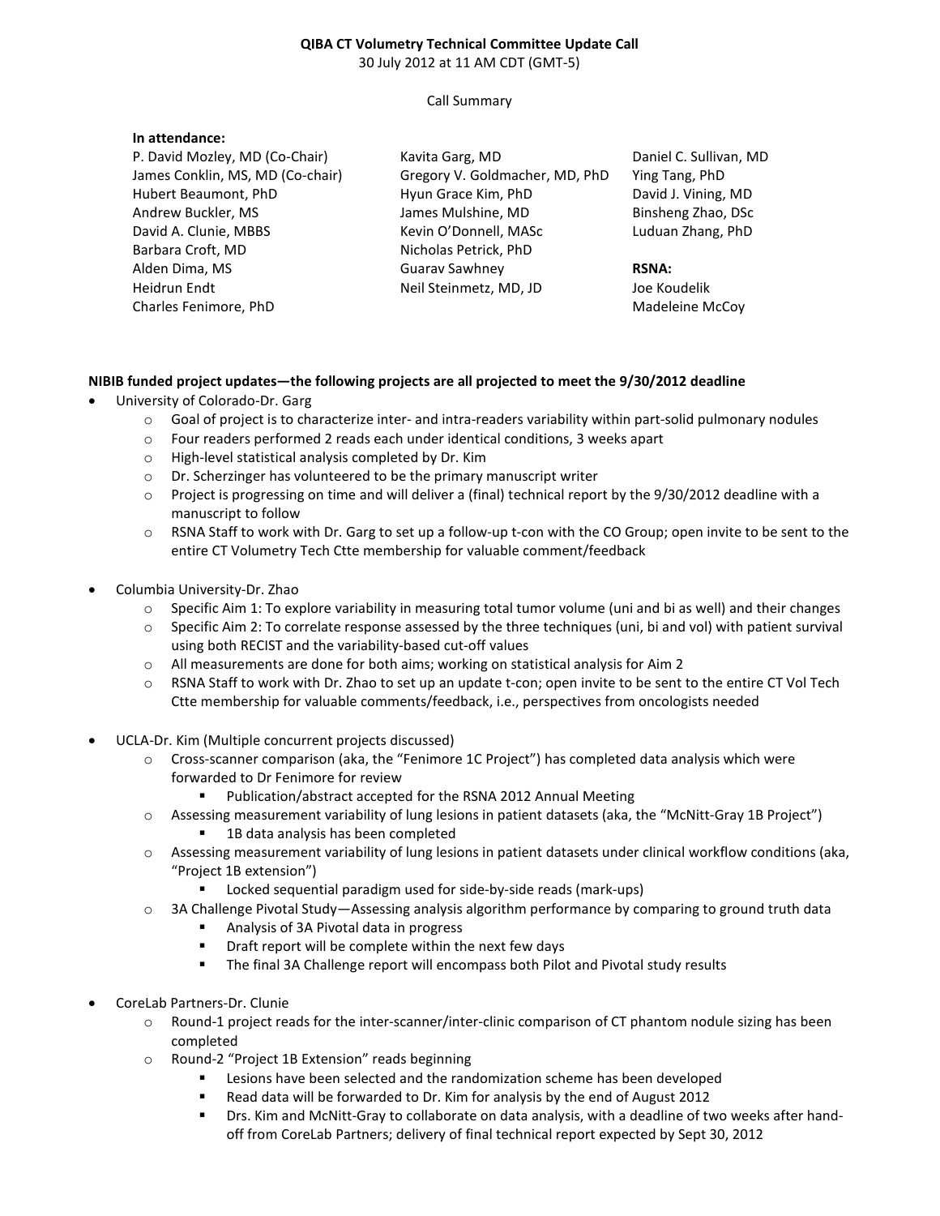**QIBA CT Volumetry Technical Committee Update Call**

30 July 2012 at 11 AM CDT (GMT-5)

Call Summary

**In attendance:**

P. David Mozley, MD (Co-Chair)
James Conklin, MS, MD (Co-chair)
Hubert Beaumont, PhD
Andrew Buckler, MS
David A. Clunie, MBBS
Barbara Croft, MD
Alden Dima, MS
Heidrun Endt
Charles Fenimore, PhD
Kavita Garg, MD
Gregory V. Goldmacher, MD, PhD
Hyun Grace Kim, PhD
James Mulshine, MD
Kevin O'Donnell, MASc
Nicholas Petrick, PhD
Guarav Sawhney
Neil Steinmetz, MD, JD
Daniel C. Sullivan, MD
Ying Tang, PhD
David J. Vining, MD
Binsheng Zhao, DSc
Luduan Zhang, PhD

**RSNA:**

Joe Koudelik
Madeleine McCoy

**NIBIB funded project updates—the following projects are all projected to meet the 9/30/2012 deadline**

- University of Colorado-Dr. Garg
  - Goal of project is to characterize inter- and intra-readers variability within part-solid pulmonary nodules
  - Four readers performed 2 reads each under identical conditions, 3 weeks apart
  - High-level statistical analysis completed by Dr. Kim
  - Dr. Scherzinger has volunteered to be the primary manuscript writer
  - Project is progressing on time and will deliver a (final) technical report by the 9/30/2012 deadline with a manuscript to follow
  - RSNA Staff to work with Dr. Garg to set up a follow-up t-con with the CO Group; open invite to be sent to the entire CT Volumetry Tech Ctte membership for valuable comment/feedback

- Columbia University-Dr. Zhao
  - Specific Aim 1: To explore variability in measuring total tumor volume (uni and bi as well) and their changes
  - Specific Aim 2: To correlate response assessed by the three techniques (uni, bi and vol) with patient survival using both RECIST and the variability-based cut-off values
  - All measurements are done for both aims; working on statistical analysis for Aim 2
  - RSNA Staff to work with Dr. Zhao to set up an update t-con; open invite to be sent to the entire CT Vol Tech Ctte membership for valuable comments/feedback, i.e., perspectives from oncologists needed

- UCLA-Dr. Kim (Multiple concurrent projects discussed)
  - Cross-scanner comparison (aka, the "Fenimore 1C Project") has completed data analysis which were forwarded to Dr Fenimore for review
    - Publication/abstract accepted for the RSNA 2012 Annual Meeting
  - Assessing measurement variability of lung lesions in patient datasets (aka, the "McNitt-Gray 1B Project")
    - 1B data analysis has been completed
  - Assessing measurement variability of lung lesions in patient datasets under clinical workflow conditions (aka, "Project 1B extension")
    - Locked sequential paradigm used for side-by-side reads (mark-ups)
  - 3A Challenge Pivotal Study—Assessing analysis algorithm performance by comparing to ground truth data
    - Analysis of 3A Pivotal data in progress
    - Draft report will be complete within the next few days
    - The final 3A Challenge report will encompass both Pilot and Pivotal study results

- CoreLab Partners-Dr. Clunie
  - Round-1 project reads for the inter-scanner/inter-clinic comparison of CT phantom nodule sizing has been completed
  - Round-2 "Project 1B Extension" reads beginning
    - Lesions have been selected and the randomization scheme has been developed
    - Read data will be forwarded to Dr. Kim for analysis by the end of August 2012
    - Drs. Kim and McNitt-Gray to collaborate on data analysis, with a deadline of two weeks after hand-off from CoreLab Partners; delivery of final technical report expected by Sept 30, 2012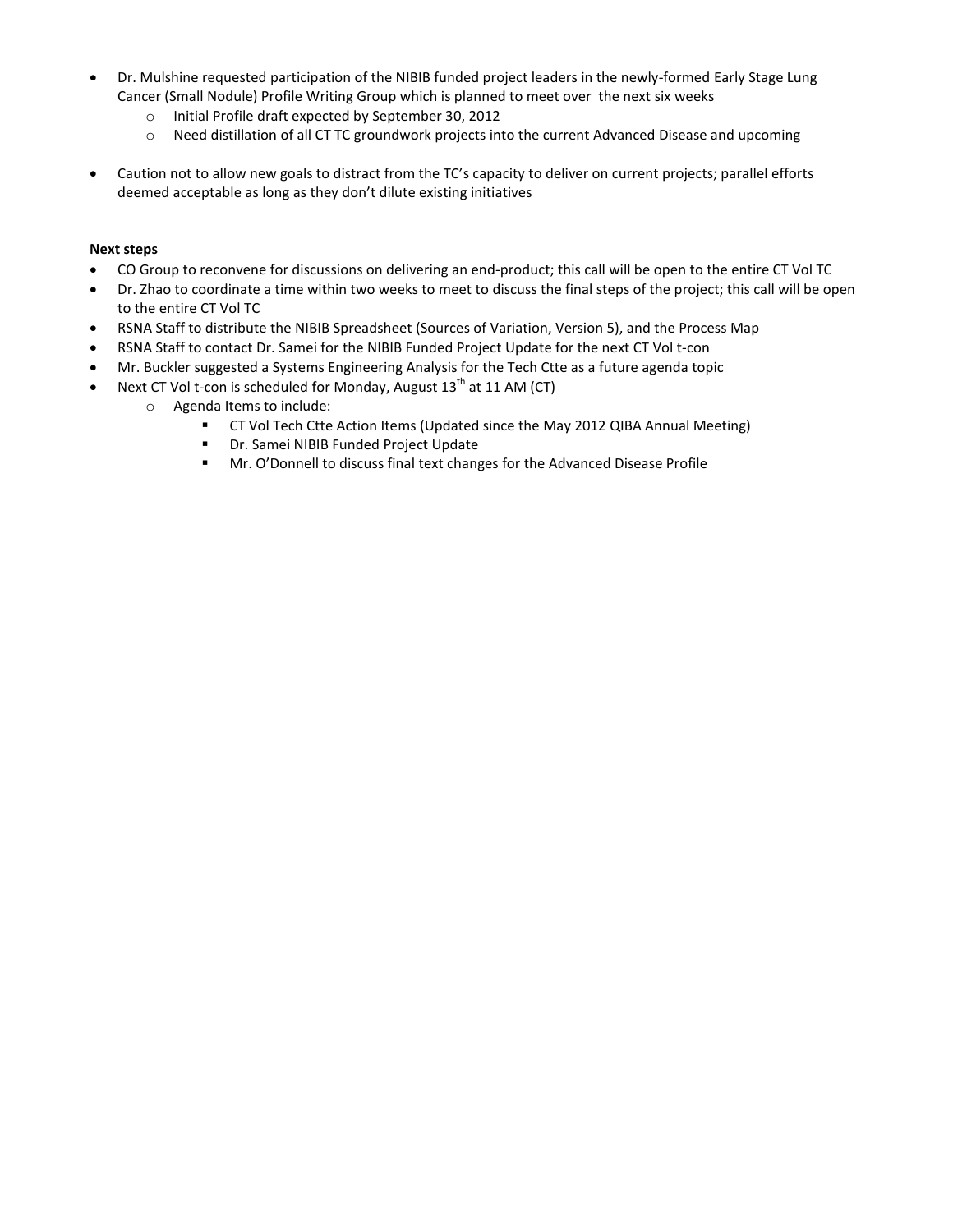- Dr. Mulshine requested participation of the NIBIB funded project leaders in the newly-formed Early Stage Lung Cancer (Small Nodule) Profile Writing Group which is planned to meet over the next six weeks
  - Initial Profile draft expected by September 30, 2012
  - Need distillation of all CT TC groundwork projects into the current Advanced Disease and upcoming
- Caution not to allow new goals to distract from the TC's capacity to deliver on current projects; parallel efforts deemed acceptable as long as they don't dilute existing initiatives

**Next steps**

- CO Group to reconvene for discussions on delivering an end-product; this call will be open to the entire CT Vol TC
- Dr. Zhao to coordinate a time within two weeks to meet to discuss the final steps of the project; this call will be open to the entire CT Vol TC
- RSNA Staff to distribute the NIBIB Spreadsheet (Sources of Variation, Version 5), and the Process Map
- RSNA Staff to contact Dr. Samei for the NIBIB Funded Project Update for the next CT Vol t-con
- Mr. Buckler suggested a Systems Engineering Analysis for the Tech Ctte as a future agenda topic
- Next CT Vol t-con is scheduled for Monday, August 13th at 11 AM (CT)
  - Agenda Items to include:
    - CT Vol Tech Ctte Action Items (Updated since the May 2012 QIBA Annual Meeting)
    - Dr. Samei NIBIB Funded Project Update
    - Mr. O'Donnell to discuss final text changes for the Advanced Disease Profile